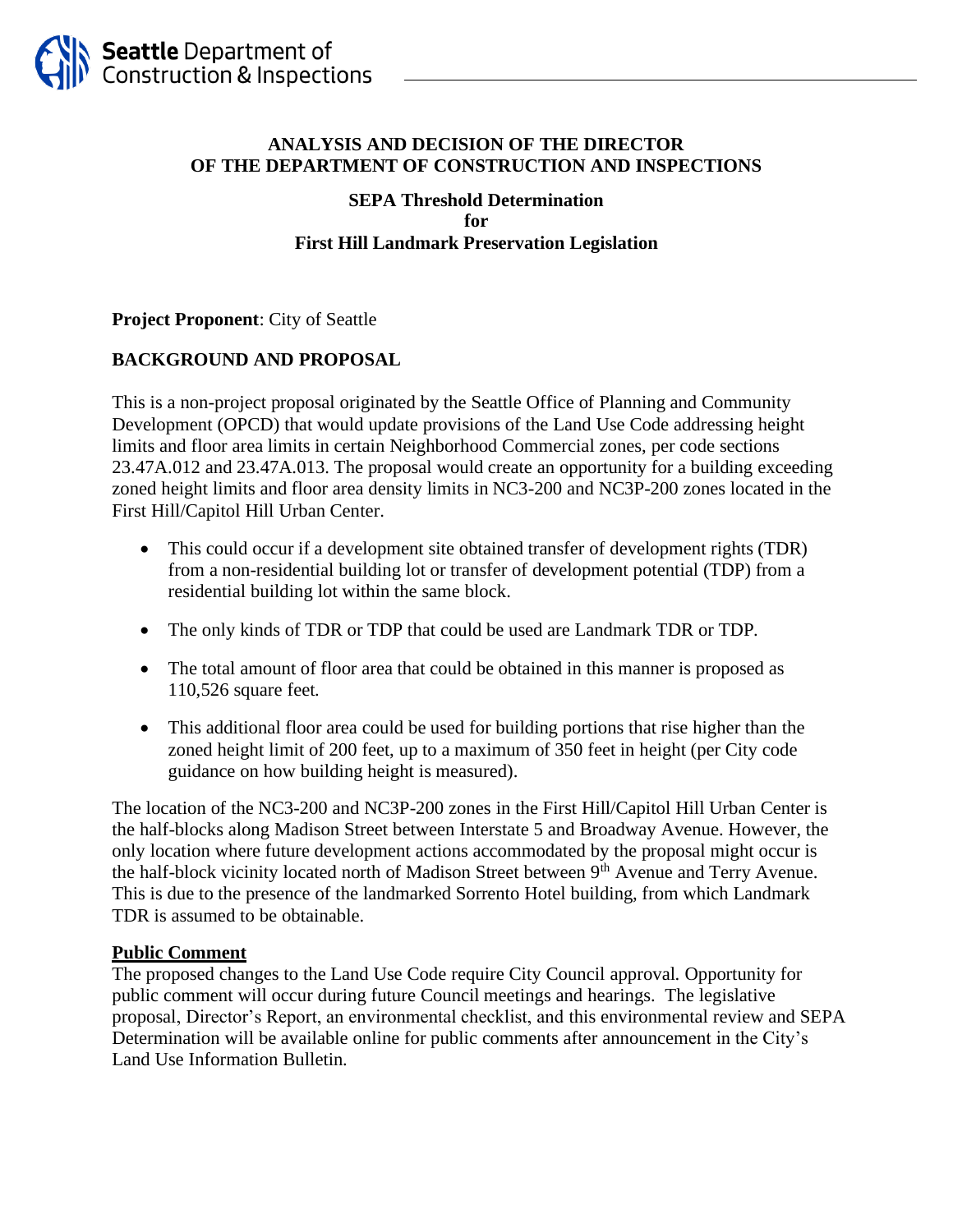# ANALYSIS AND DECISION OF THE DIRECTOR OF THE DEPARTMENT OF CONSTRUCTION AND INSPECTIONS

## SEPA Threshold Determination for First Hill Landmark Preservation Legislation

**Project Proponent**: City of Seattle

## BACKGROUND AND PROPOSAL

This is a non-project proposal originated by the Seattle Office of Planning and Community Development (OPCD) that would update provisions of the Land Use Code addressing height limits and floor area limits in certain Neighborhood Commercial zones, per code sections 23.47A.012 and 23.47A.013. The proposal would create an opportunity for a building exceeding zoned height limits and floor area density limits in NC3-200 and NC3P-200 zones located in the First Hill/Capitol Hill Urban Center.

- This could occur if a development site obtained transfer of development rights (TDR) from a non-residential building lot or transfer of development potential (TDP) from a residential building lot within the same block.
- The only kinds of TDR or TDP that could be used are Landmark TDR or TDP.
- The total amount of floor area that could be obtained in this manner is proposed as 110,526 square feet.
- This additional floor area could be used for building portions that rise higher than the zoned height limit of 200 feet, up to a maximum of 350 feet in height (per City code guidance on how building height is measured).

The location of the NC3-200 and NC3P-200 zones in the First Hill/Capitol Hill Urban Center is the half-blocks along Madison Street between Interstate 5 and Broadway Avenue. However, the only location where future development actions accommodated by the proposal might occur is the half-block vicinity located north of Madison Street between 9th Avenue and Terry Avenue. This is due to the presence of the landmarked Sorrento Hotel building, from which Landmark TDR is assumed to be obtainable.

### Public Comment

The proposed changes to the Land Use Code require City Council approval. Opportunity for public comment will occur during future Council meetings and hearings. The legislative proposal, Director's Report, an environmental checklist, and this environmental review and SEPA Determination will be available online for public comments after announcement in the City's Land Use Information Bulletin.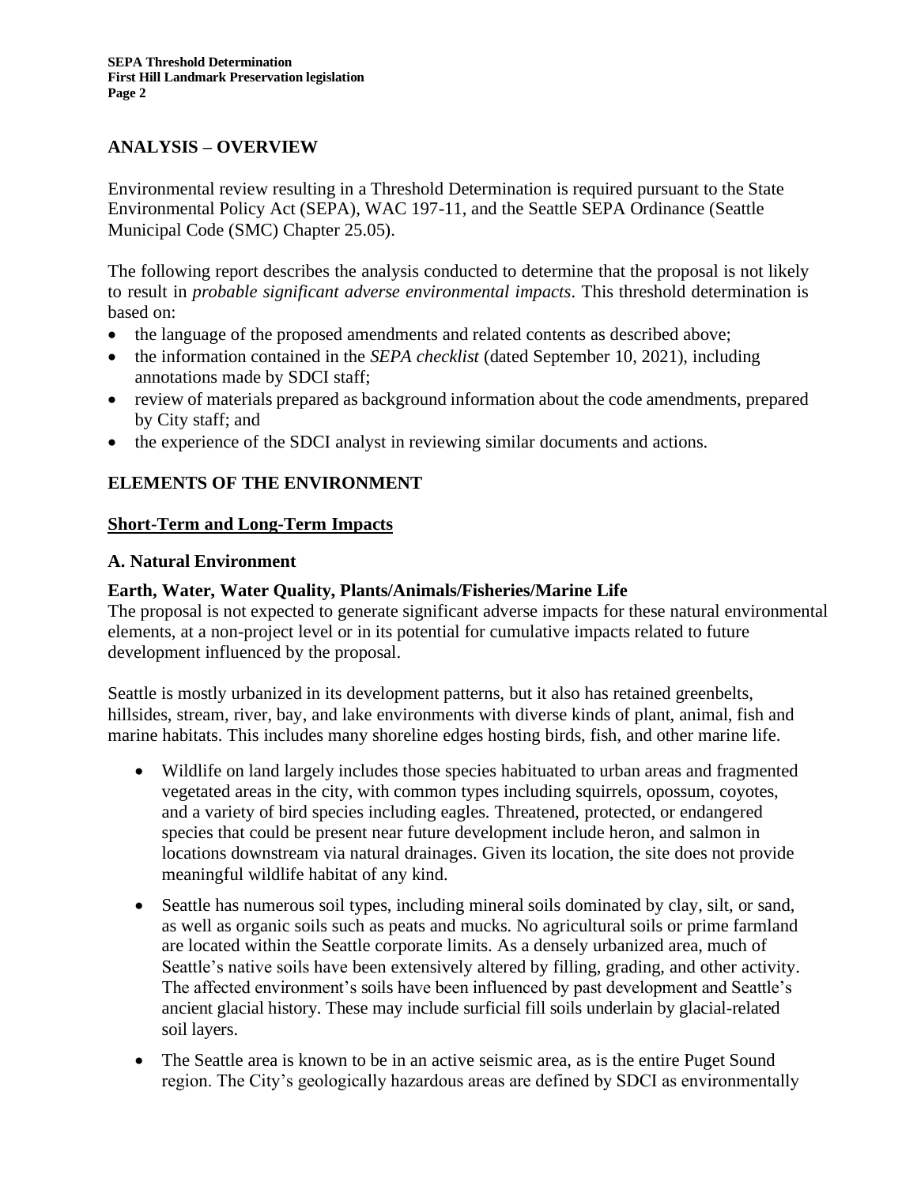## ANALYSIS – OVERVIEW

Environmental review resulting in a Threshold Determination is required pursuant to the State Environmental Policy Act (SEPA), WAC 197-11, and the Seattle SEPA Ordinance (Seattle Municipal Code (SMC) Chapter 25.05).

The following report describes the analysis conducted to determine that the proposal is not likely to result in *probable significant adverse environmental impacts*. This threshold determination is based on:

- the language of the proposed amendments and related contents as described above;
- the information contained in the *SEPA checklist* (dated September 10, 2021), including annotations made by SDCI staff;
- review of materials prepared as background information about the code amendments, prepared by City staff; and
- the experience of the SDCI analyst in reviewing similar documents and actions.

## ELEMENTS OF THE ENVIRONMENT

### Short-Term and Long-Term Impacts

### A. Natural Environment

**Earth, Water, Water Quality, Plants/Animals/Fisheries/Marine Life**

The proposal is not expected to generate significant adverse impacts for these natural environmental elements, at a non-project level or in its potential for cumulative impacts related to future development influenced by the proposal.

Seattle is mostly urbanized in its development patterns, but it also has retained greenbelts, hillsides, stream, river, bay, and lake environments with diverse kinds of plant, animal, fish and marine habitats. This includes many shoreline edges hosting birds, fish, and other marine life.

- Wildlife on land largely includes those species habituated to urban areas and fragmented vegetated areas in the city, with common types including squirrels, opossum, coyotes, and a variety of bird species including eagles. Threatened, protected, or endangered species that could be present near future development include heron, and salmon in locations downstream via natural drainages. Given its location, the site does not provide meaningful wildlife habitat of any kind.
- Seattle has numerous soil types, including mineral soils dominated by clay, silt, or sand, as well as organic soils such as peats and mucks. No agricultural soils or prime farmland are located within the Seattle corporate limits. As a densely urbanized area, much of Seattle's native soils have been extensively altered by filling, grading, and other activity. The affected environment's soils have been influenced by past development and Seattle's ancient glacial history. These may include surficial fill soils underlain by glacial-related soil layers.
- The Seattle area is known to be in an active seismic area, as is the entire Puget Sound region. The City's geologically hazardous areas are defined by SDCI as environmentally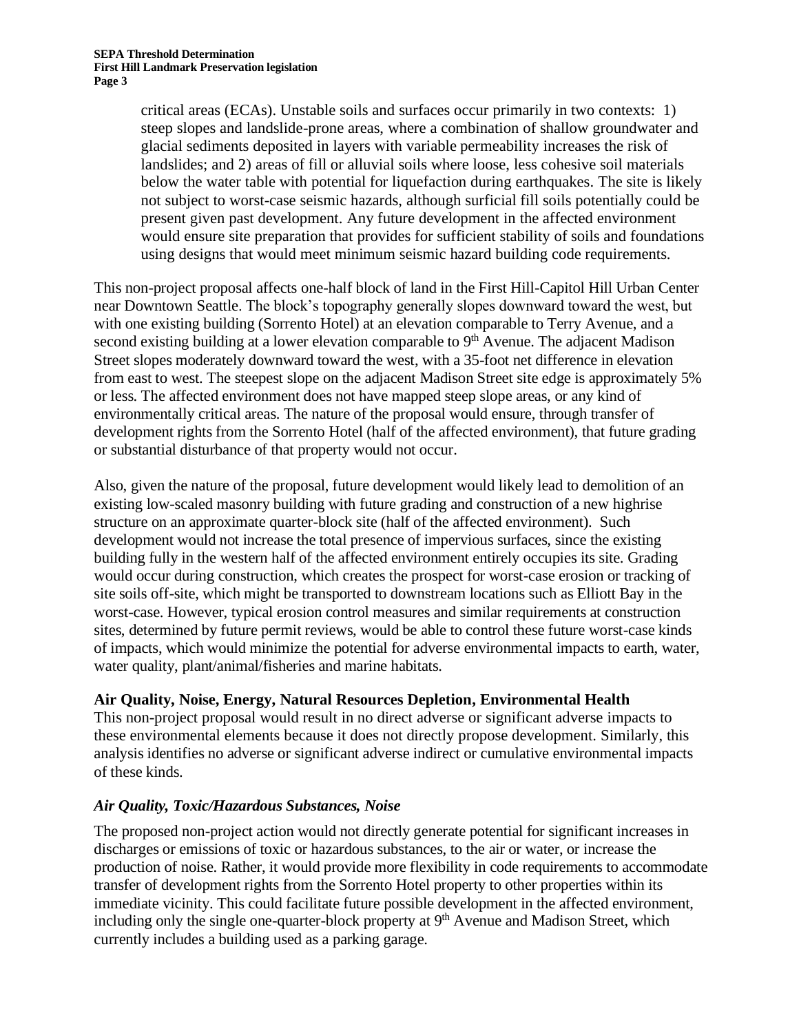critical areas (ECAs). Unstable soils and surfaces occur primarily in two contexts: 1) steep slopes and landslide-prone areas, where a combination of shallow groundwater and glacial sediments deposited in layers with variable permeability increases the risk of landslides; and 2) areas of fill or alluvial soils where loose, less cohesive soil materials below the water table with potential for liquefaction during earthquakes. The site is likely not subject to worst-case seismic hazards, although surficial fill soils potentially could be present given past development. Any future development in the affected environment would ensure site preparation that provides for sufficient stability of soils and foundations using designs that would meet minimum seismic hazard building code requirements.

This non-project proposal affects one-half block of land in the First Hill-Capitol Hill Urban Center near Downtown Seattle. The block's topography generally slopes downward toward the west, but with one existing building (Sorrento Hotel) at an elevation comparable to Terry Avenue, and a second existing building at a lower elevation comparable to 9th Avenue. The adjacent Madison Street slopes moderately downward toward the west, with a 35-foot net difference in elevation from east to west. The steepest slope on the adjacent Madison Street site edge is approximately 5% or less. The affected environment does not have mapped steep slope areas, or any kind of environmentally critical areas. The nature of the proposal would ensure, through transfer of development rights from the Sorrento Hotel (half of the affected environment), that future grading or substantial disturbance of that property would not occur.

Also, given the nature of the proposal, future development would likely lead to demolition of an existing low-scaled masonry building with future grading and construction of a new highrise structure on an approximate quarter-block site (half of the affected environment). Such development would not increase the total presence of impervious surfaces, since the existing building fully in the western half of the affected environment entirely occupies its site. Grading would occur during construction, which creates the prospect for worst-case erosion or tracking of site soils off-site, which might be transported to downstream locations such as Elliott Bay in the worst-case. However, typical erosion control measures and similar requirements at construction sites, determined by future permit reviews, would be able to control these future worst-case kinds of impacts, which would minimize the potential for adverse environmental impacts to earth, water, water quality, plant/animal/fisheries and marine habitats.

**Air Quality, Noise, Energy, Natural Resources Depletion, Environmental Health**

This non-project proposal would result in no direct adverse or significant adverse impacts to these environmental elements because it does not directly propose development. Similarly, this analysis identifies no adverse or significant adverse indirect or cumulative environmental impacts of these kinds.

***Air Quality, Toxic/Hazardous Substances, Noise***

The proposed non-project action would not directly generate potential for significant increases in discharges or emissions of toxic or hazardous substances, to the air or water, or increase the production of noise. Rather, it would provide more flexibility in code requirements to accommodate transfer of development rights from the Sorrento Hotel property to other properties within its immediate vicinity. This could facilitate future possible development in the affected environment, including only the single one-quarter-block property at 9th Avenue and Madison Street, which currently includes a building used as a parking garage.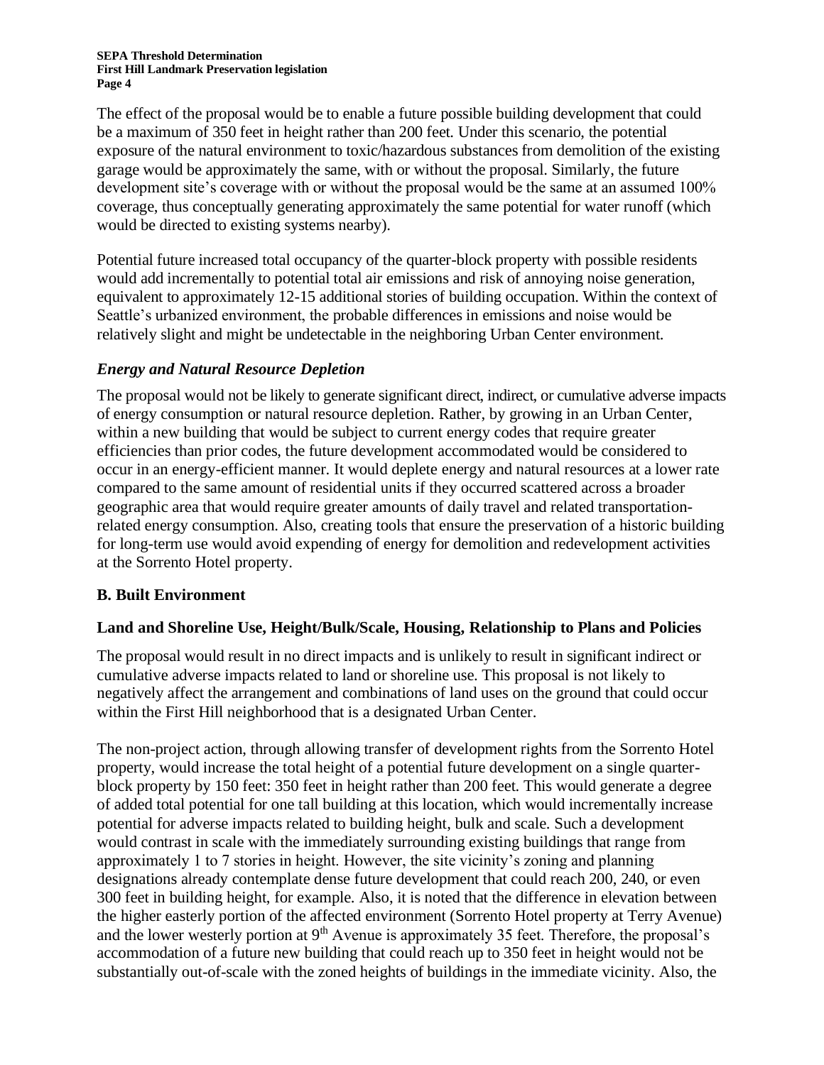The effect of the proposal would be to enable a future possible building development that could be a maximum of 350 feet in height rather than 200 feet. Under this scenario, the potential exposure of the natural environment to toxic/hazardous substances from demolition of the existing garage would be approximately the same, with or without the proposal. Similarly, the future development site's coverage with or without the proposal would be the same at an assumed 100% coverage, thus conceptually generating approximately the same potential for water runoff (which would be directed to existing systems nearby).

Potential future increased total occupancy of the quarter-block property with possible residents would add incrementally to potential total air emissions and risk of annoying noise generation, equivalent to approximately 12-15 additional stories of building occupation. Within the context of Seattle's urbanized environment, the probable differences in emissions and noise would be relatively slight and might be undetectable in the neighboring Urban Center environment.

### *Energy and Natural Resource Depletion*

The proposal would not be likely to generate significant direct, indirect, or cumulative adverse impacts of energy consumption or natural resource depletion. Rather, by growing in an Urban Center, within a new building that would be subject to current energy codes that require greater efficiencies than prior codes, the future development accommodated would be considered to occur in an energy-efficient manner. It would deplete energy and natural resources at a lower rate compared to the same amount of residential units if they occurred scattered across a broader geographic area that would require greater amounts of daily travel and related transportation-related energy consumption. Also, creating tools that ensure the preservation of a historic building for long-term use would avoid expending of energy for demolition and redevelopment activities at the Sorrento Hotel property.

## B. Built Environment

### Land and Shoreline Use, Height/Bulk/Scale, Housing, Relationship to Plans and Policies

The proposal would result in no direct impacts and is unlikely to result in significant indirect or cumulative adverse impacts related to land or shoreline use. This proposal is not likely to negatively affect the arrangement and combinations of land uses on the ground that could occur within the First Hill neighborhood that is a designated Urban Center.

The non-project action, through allowing transfer of development rights from the Sorrento Hotel property, would increase the total height of a potential future development on a single quarter-block property by 150 feet: 350 feet in height rather than 200 feet. This would generate a degree of added total potential for one tall building at this location, which would incrementally increase potential for adverse impacts related to building height, bulk and scale. Such a development would contrast in scale with the immediately surrounding existing buildings that range from approximately 1 to 7 stories in height. However, the site vicinity's zoning and planning designations already contemplate dense future development that could reach 200, 240, or even 300 feet in building height, for example. Also, it is noted that the difference in elevation between the higher easterly portion of the affected environment (Sorrento Hotel property at Terry Avenue) and the lower westerly portion at 9th Avenue is approximately 35 feet. Therefore, the proposal's accommodation of a future new building that could reach up to 350 feet in height would not be substantially out-of-scale with the zoned heights of buildings in the immediate vicinity. Also, the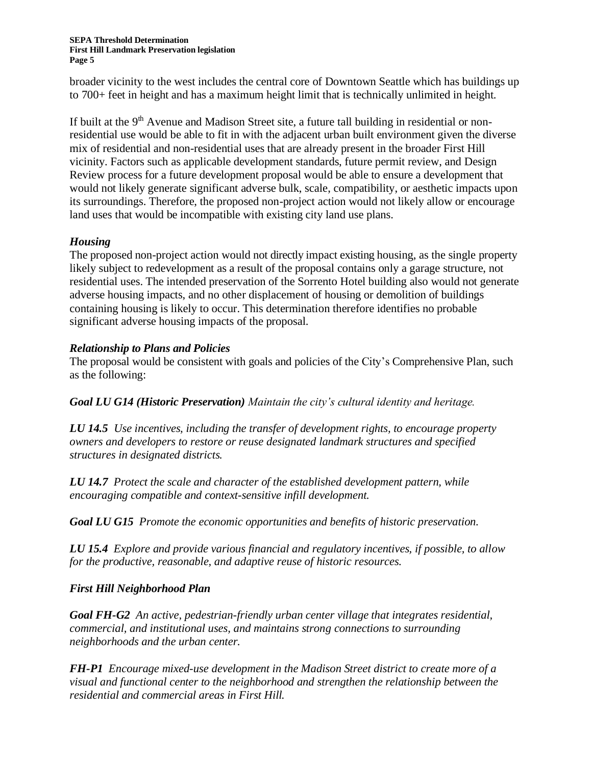broader vicinity to the west includes the central core of Downtown Seattle which has buildings up to 700+ feet in height and has a maximum height limit that is technically unlimited in height.

If built at the 9th Avenue and Madison Street site, a future tall building in residential or non-residential use would be able to fit in with the adjacent urban built environment given the diverse mix of residential and non-residential uses that are already present in the broader First Hill vicinity. Factors such as applicable development standards, future permit review, and Design Review process for a future development proposal would be able to ensure a development that would not likely generate significant adverse bulk, scale, compatibility, or aesthetic impacts upon its surroundings. Therefore, the proposed non-project action would not likely allow or encourage land uses that would be incompatible with existing city land use plans.

### *Housing*

The proposed non-project action would not directly impact existing housing, as the single property likely subject to redevelopment as a result of the proposal contains only a garage structure, not residential uses. The intended preservation of the Sorrento Hotel building also would not generate adverse housing impacts, and no other displacement of housing or demolition of buildings containing housing is likely to occur. This determination therefore identifies no probable significant adverse housing impacts of the proposal.

### *Relationship to Plans and Policies*

The proposal would be consistent with goals and policies of the City's Comprehensive Plan, such as the following:

***Goal LU G14 (Historic Preservation)*** *Maintain the city's cultural identity and heritage.*

***LU 14.5*** *Use incentives, including the transfer of development rights, to encourage property owners and developers to restore or reuse designated landmark structures and specified structures in designated districts.*

***LU 14.7*** *Protect the scale and character of the established development pattern, while encouraging compatible and context-sensitive infill development.*

***Goal LU G15*** *Promote the economic opportunities and benefits of historic preservation.*

***LU 15.4*** *Explore and provide various financial and regulatory incentives, if possible, to allow for the productive, reasonable, and adaptive reuse of historic resources.*

### *First Hill Neighborhood Plan*

***Goal FH-G2*** *An active, pedestrian-friendly urban center village that integrates residential, commercial, and institutional uses, and maintains strong connections to surrounding neighborhoods and the urban center.*

***FH-P1*** *Encourage mixed-use development in the Madison Street district to create more of a visual and functional center to the neighborhood and strengthen the relationship between the residential and commercial areas in First Hill.*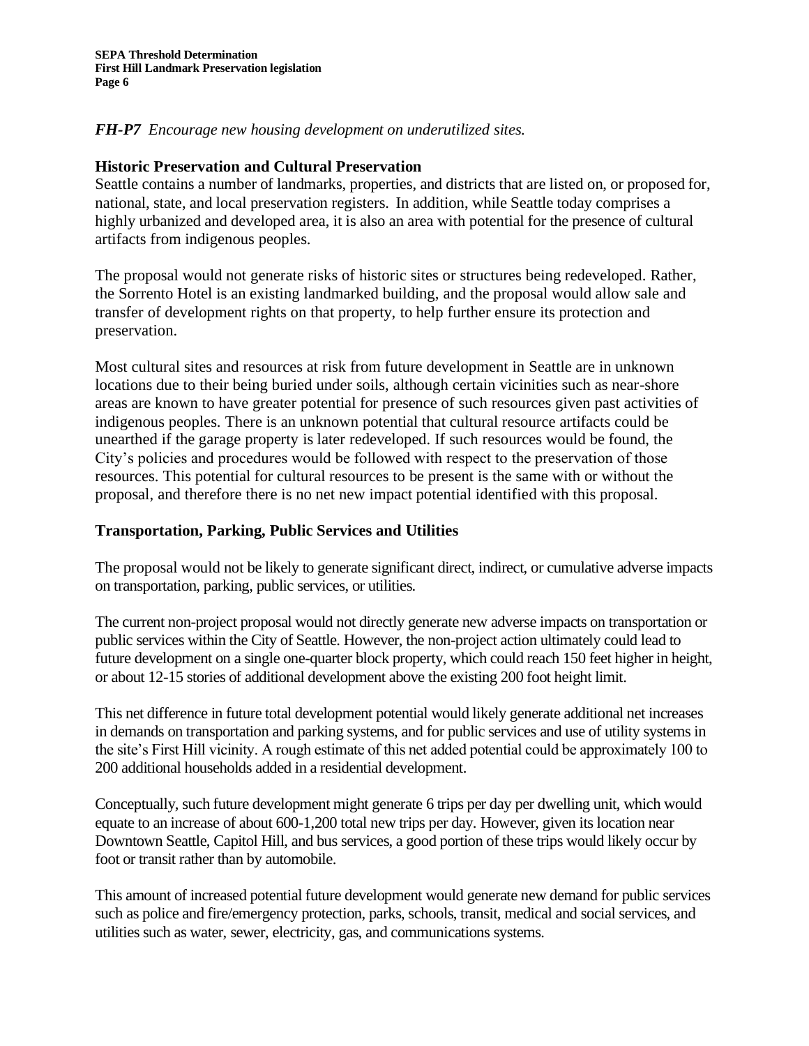*FH-P7 Encourage new housing development on underutilized sites.*

### Historic Preservation and Cultural Preservation

Seattle contains a number of landmarks, properties, and districts that are listed on, or proposed for, national, state, and local preservation registers. In addition, while Seattle today comprises a highly urbanized and developed area, it is also an area with potential for the presence of cultural artifacts from indigenous peoples.

The proposal would not generate risks of historic sites or structures being redeveloped. Rather, the Sorrento Hotel is an existing landmarked building, and the proposal would allow sale and transfer of development rights on that property, to help further ensure its protection and preservation.

Most cultural sites and resources at risk from future development in Seattle are in unknown locations due to their being buried under soils, although certain vicinities such as near-shore areas are known to have greater potential for presence of such resources given past activities of indigenous peoples. There is an unknown potential that cultural resource artifacts could be unearthed if the garage property is later redeveloped. If such resources would be found, the City's policies and procedures would be followed with respect to the preservation of those resources. This potential for cultural resources to be present is the same with or without the proposal, and therefore there is no net new impact potential identified with this proposal.

### Transportation, Parking, Public Services and Utilities

The proposal would not be likely to generate significant direct, indirect, or cumulative adverse impacts on transportation, parking, public services, or utilities.

The current non-project proposal would not directly generate new adverse impacts on transportation or public services within the City of Seattle. However, the non-project action ultimately could lead to future development on a single one-quarter block property, which could reach 150 feet higher in height, or about 12-15 stories of additional development above the existing 200 foot height limit.

This net difference in future total development potential would likely generate additional net increases in demands on transportation and parking systems, and for public services and use of utility systems in the site's First Hill vicinity. A rough estimate of this net added potential could be approximately 100 to 200 additional households added in a residential development.

Conceptually, such future development might generate 6 trips per day per dwelling unit, which would equate to an increase of about 600-1,200 total new trips per day. However, given its location near Downtown Seattle, Capitol Hill, and bus services, a good portion of these trips would likely occur by foot or transit rather than by automobile.

This amount of increased potential future development would generate new demand for public services such as police and fire/emergency protection, parks, schools, transit, medical and social services, and utilities such as water, sewer, electricity, gas, and communications systems.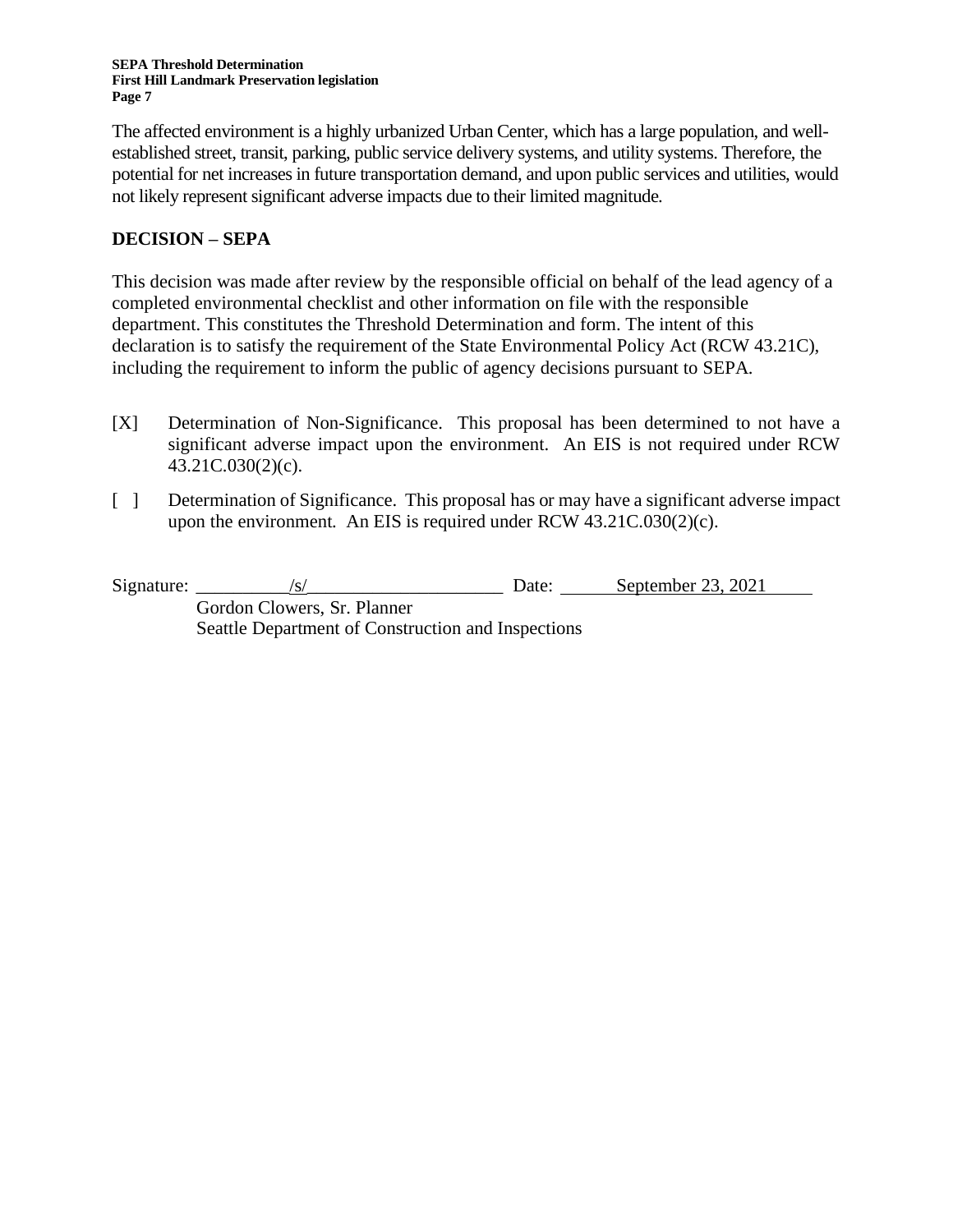The affected environment is a highly urbanized Urban Center, which has a large population, and well-established street, transit, parking, public service delivery systems, and utility systems. Therefore, the potential for net increases in future transportation demand, and upon public services and utilities, would not likely represent significant adverse impacts due to their limited magnitude.

## DECISION – SEPA

This decision was made after review by the responsible official on behalf of the lead agency of a completed environmental checklist and other information on file with the responsible department. This constitutes the Threshold Determination and form. The intent of this declaration is to satisfy the requirement of the State Environmental Policy Act (RCW 43.21C), including the requirement to inform the public of agency decisions pursuant to SEPA.

[X] Determination of Non-Significance. This proposal has been determined to not have a significant adverse impact upon the environment. An EIS is not required under RCW 43.21C.030(2)(c).

[ ] Determination of Significance. This proposal has or may have a significant adverse impact upon the environment. An EIS is required under RCW 43.21C.030(2)(c).

Signature: /s/ Date: September 23, 2021

Gordon Clowers, Sr. Planner
Seattle Department of Construction and Inspections